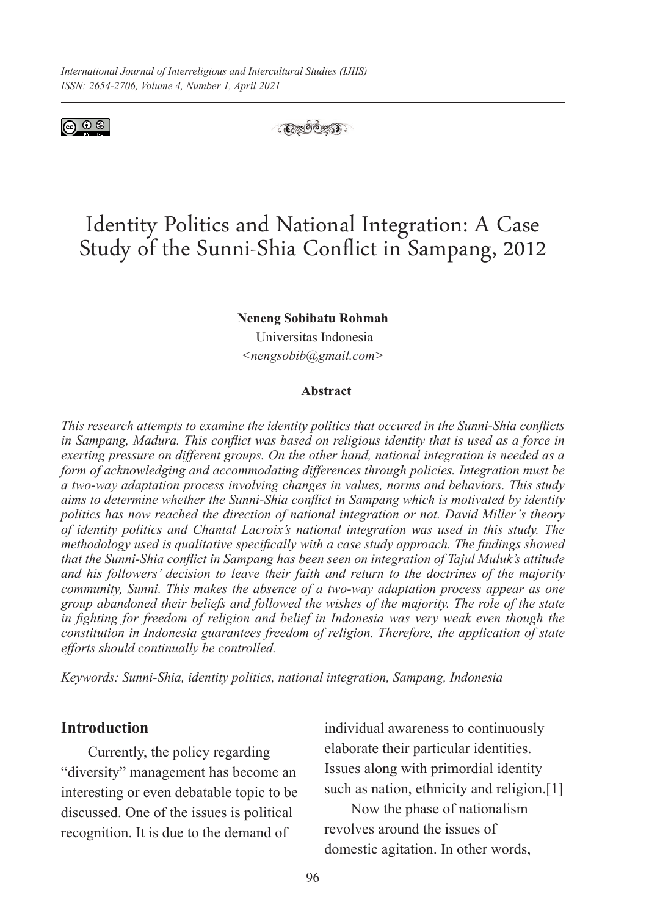# Identity Politics and National Integration: A Case Study of the Sunni-Shia Conflict in Sampang, 2012

**Neneng Sobibatu Rohmah**
Universitas Indonesia
*<nengsobib@gmail.com>*

**Abstract**

*This research attempts to examine the identity politics that occured in the Sunni-Shia conflicts in Sampang, Madura. This conflict was based on religious identity that is used as a force in exerting pressure on different groups. On the other hand, national integration is needed as a form of acknowledging and accommodating differences through policies. Integration must be a two-way adaptation process involving changes in values, norms and behaviors. This study aims to determine whether the Sunni-Shia conflict in Sampang which is motivated by identity politics has now reached the direction of national integration or not. David Miller's theory of identity politics and Chantal Lacroix's national integration was used in this study. The methodology used is qualitative specifically with a case study approach. The findings showed that the Sunni-Shia conflict in Sampang has been seen on integration of Tajul Muluk's attitude and his followers' decision to leave their faith and return to the doctrines of the majority community, Sunni. This makes the absence of a two-way adaptation process appear as one group abandoned their beliefs and followed the wishes of the majority. The role of the state in fighting for freedom of religion and belief in Indonesia was very weak even though the constitution in Indonesia guarantees freedom of religion. Therefore, the application of state efforts should continually be controlled.*

*Keywords: Sunni-Shia, identity politics, national integration, Sampang, Indonesia*

## Introduction

Currently, the policy regarding "diversity" management has become an interesting or even debatable topic to be discussed. One of the issues is political recognition. It is due to the demand of individual awareness to continuously elaborate their particular identities. Issues along with primordial identity such as nation, ethnicity and religion.[1]

Now the phase of nationalism revolves around the issues of domestic agitation. In other words,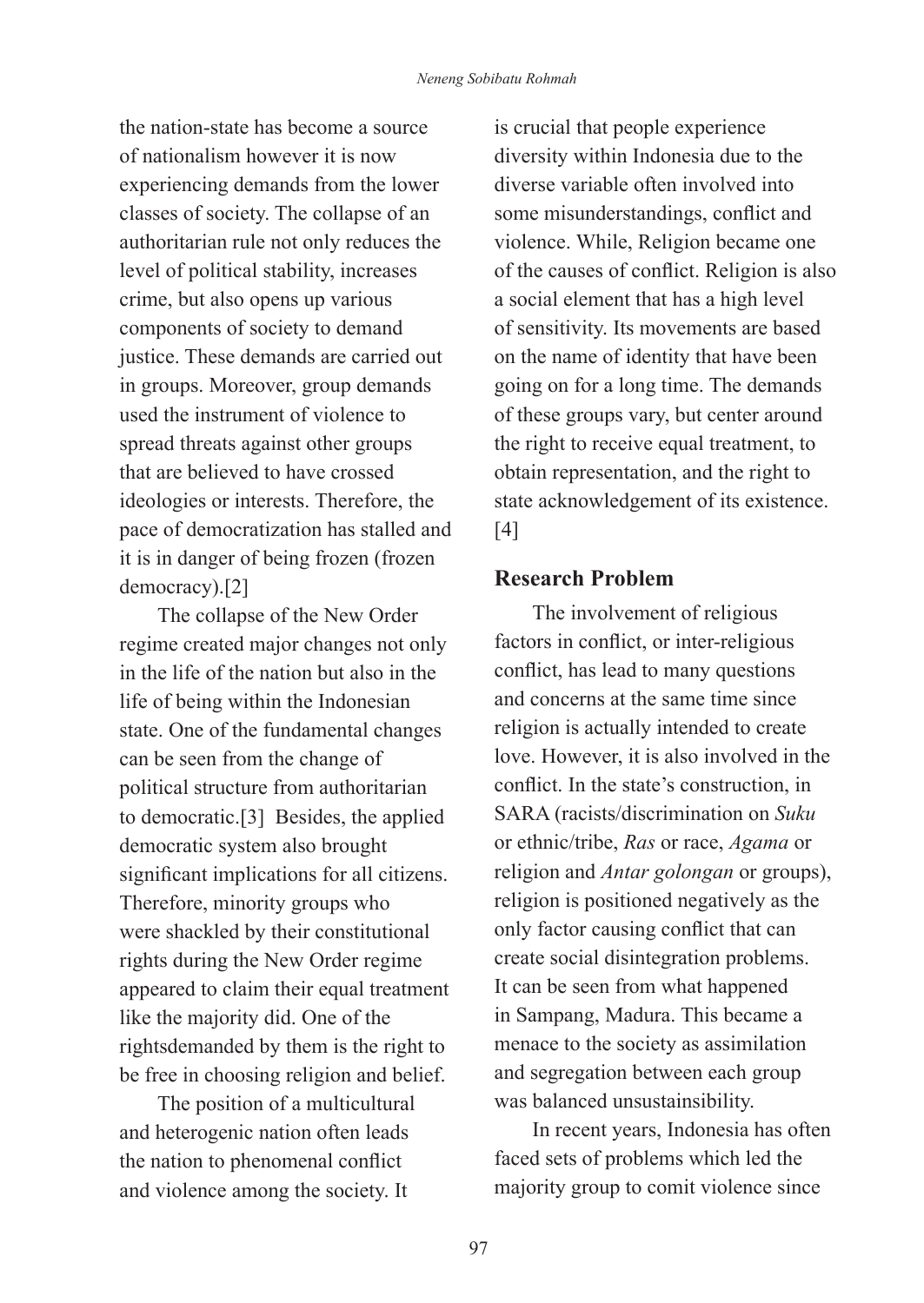the nation-state has become a source of nationalism however it is now experiencing demands from the lower classes of society. The collapse of an authoritarian rule not only reduces the level of political stability, increases crime, but also opens up various components of society to demand justice. These demands are carried out in groups. Moreover, group demands used the instrument of violence to spread threats against other groups that are believed to have crossed ideologies or interests. Therefore, the pace of democratization has stalled and it is in danger of being frozen (frozen democracy).[2]

The collapse of the New Order regime created major changes not only in the life of the nation but also in the life of being within the Indonesian state. One of the fundamental changes can be seen from the change of political structure from authoritarian to democratic.[3] Besides, the applied democratic system also brought significant implications for all citizens. Therefore, minority groups who were shackled by their constitutional rights during the New Order regime appeared to claim their equal treatment like the majority did. One of the rightsdemanded by them is the right to be free in choosing religion and belief.

The position of a multicultural and heterogenic nation often leads the nation to phenomenal conflict and violence among the society. It is crucial that people experience diversity within Indonesia due to the diverse variable often involved into some misunderstandings, conflict and violence. While, Religion became one of the causes of conflict. Religion is also a social element that has a high level of sensitivity. Its movements are based on the name of identity that have been going on for a long time. The demands of these groups vary, but center around the right to receive equal treatment, to obtain representation, and the right to state acknowledgement of its existence.[4]

## Research Problem

The involvement of religious factors in conflict, or inter-religious conflict, has lead to many questions and concerns at the same time since religion is actually intended to create love. However, it is also involved in the conflict. In the state's construction, in SARA (racists/discrimination on *Suku* or ethnic/tribe, *Ras* or race, *Agama* or religion and *Antar golongan* or groups), religion is positioned negatively as the only factor causing conflict that can create social disintegration problems. It can be seen from what happened in Sampang, Madura. This became a menace to the society as assimilation and segregation between each group was balanced unsustainsibility.

In recent years, Indonesia has often faced sets of problems which led the majority group to comit violence since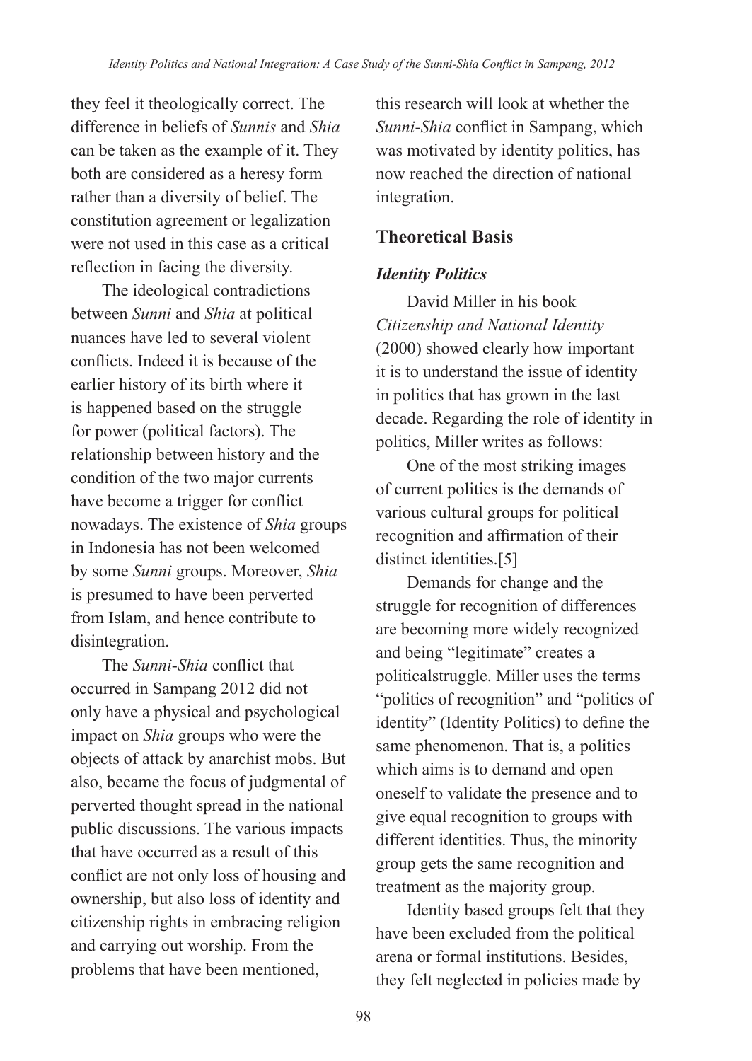they feel it theologically correct. The difference in beliefs of *Sunnis* and *Shia* can be taken as the example of it. They both are considered as a heresy form rather than a diversity of belief. The constitution agreement or legalization were not used in this case as a critical reflection in facing the diversity.

The ideological contradictions between *Sunni* and *Shia* at political nuances have led to several violent conflicts. Indeed it is because of the earlier history of its birth where it is happened based on the struggle for power (political factors). The relationship between history and the condition of the two major currents have become a trigger for conflict nowadays. The existence of *Shia* groups in Indonesia has not been welcomed by some *Sunni* groups. Moreover, *Shia* is presumed to have been perverted from Islam, and hence contribute to disintegration.

The *Sunni-Shia* conflict that occurred in Sampang 2012 did not only have a physical and psychological impact on *Shia* groups who were the objects of attack by anarchist mobs. But also, became the focus of judgmental of perverted thought spread in the national public discussions. The various impacts that have occurred as a result of this conflict are not only loss of housing and ownership, but also loss of identity and citizenship rights in embracing religion and carrying out worship. From the problems that have been mentioned, this research will look at whether the *Sunni-Shia* conflict in Sampang, which was motivated by identity politics, has now reached the direction of national integration.

## Theoretical Basis

### *Identity Politics*

David Miller in his book *Citizenship and National Identity* (2000) showed clearly how important it is to understand the issue of identity in politics that has grown in the last decade. Regarding the role of identity in politics, Miller writes as follows:

One of the most striking images of current politics is the demands of various cultural groups for political recognition and affirmation of their distinct identities.[5]

Demands for change and the struggle for recognition of differences are becoming more widely recognized and being "legitimate" creates a politicalstruggle. Miller uses the terms "politics of recognition" and "politics of identity" (Identity Politics) to define the same phenomenon. That is, a politics which aims is to demand and open oneself to validate the presence and to give equal recognition to groups with different identities. Thus, the minority group gets the same recognition and treatment as the majority group.

Identity based groups felt that they have been excluded from the political arena or formal institutions. Besides, they felt neglected in policies made by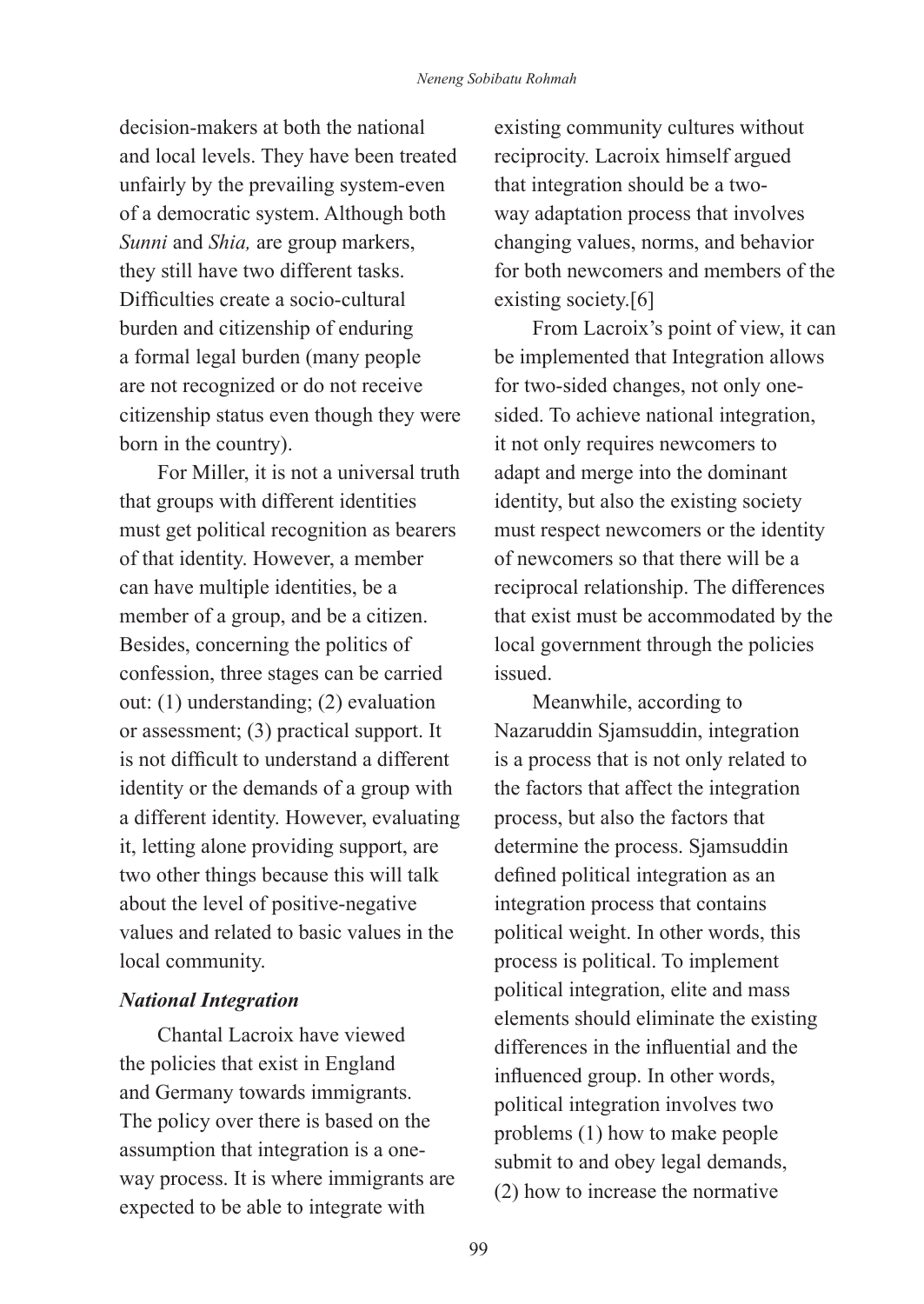decision-makers at both the national and local levels. They have been treated unfairly by the prevailing system-even of a democratic system. Although both *Sunni* and *Shia,* are group markers, they still have two different tasks. Difficulties create a socio-cultural burden and citizenship of enduring a formal legal burden (many people are not recognized or do not receive citizenship status even though they were born in the country).

For Miller, it is not a universal truth that groups with different identities must get political recognition as bearers of that identity. However, a member can have multiple identities, be a member of a group, and be a citizen. Besides, concerning the politics of confession, three stages can be carried out: (1) understanding; (2) evaluation or assessment; (3) practical support. It is not difficult to understand a different identity or the demands of a group with a different identity. However, evaluating it, letting alone providing support, are two other things because this will talk about the level of positive-negative values and related to basic values in the local community.

### *National Integration*

Chantal Lacroix have viewed the policies that exist in England and Germany towards immigrants. The policy over there is based on the assumption that integration is a one-way process. It is where immigrants are expected to be able to integrate with existing community cultures without reciprocity. Lacroix himself argued that integration should be a two-way adaptation process that involves changing values, norms, and behavior for both newcomers and members of the existing society.[6]

From Lacroix's point of view, it can be implemented that Integration allows for two-sided changes, not only one-sided. To achieve national integration, it not only requires newcomers to adapt and merge into the dominant identity, but also the existing society must respect newcomers or the identity of newcomers so that there will be a reciprocal relationship. The differences that exist must be accommodated by the local government through the policies issued.

Meanwhile, according to Nazaruddin Sjamsuddin, integration is a process that is not only related to the factors that affect the integration process, but also the factors that determine the process. Sjamsuddin defined political integration as an integration process that contains political weight. In other words, this process is political. To implement political integration, elite and mass elements should eliminate the existing differences in the influential and the influenced group. In other words, political integration involves two problems (1) how to make people submit to and obey legal demands, (2) how to increase the normative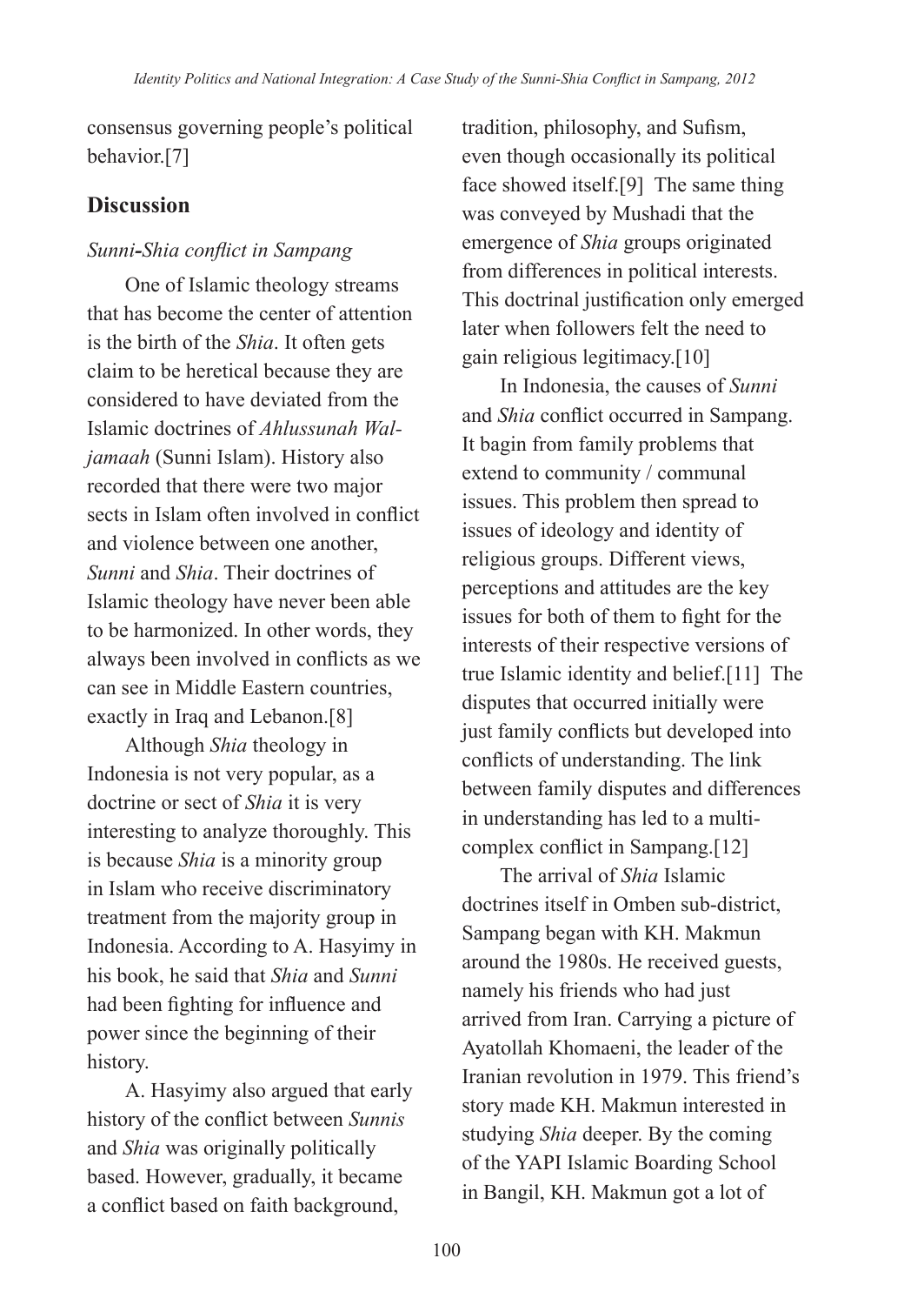consensus governing people's political behavior.[7]

## Discussion

### *Sunni-Shia conflict in Sampang*

One of Islamic theology streams that has become the center of attention is the birth of the *Shia*. It often gets claim to be heretical because they are considered to have deviated from the Islamic doctrines of *Ahlussunah Wal-jamaah* (Sunni Islam). History also recorded that there were two major sects in Islam often involved in conflict and violence between one another, *Sunni* and *Shia*. Their doctrines of Islamic theology have never been able to be harmonized. In other words, they always been involved in conflicts as we can see in Middle Eastern countries, exactly in Iraq and Lebanon.[8]

Although *Shia* theology in Indonesia is not very popular, as a doctrine or sect of *Shia* it is very interesting to analyze thoroughly. This is because *Shia* is a minority group in Islam who receive discriminatory treatment from the majority group in Indonesia. According to A. Hasyimy in his book, he said that *Shia* and *Sunni* had been fighting for influence and power since the beginning of their history.

A. Hasyimy also argued that early history of the conflict between *Sunnis* and *Shia* was originally politically based. However, gradually, it became a conflict based on faith background, tradition, philosophy, and Sufism, even though occasionally its political face showed itself.[9] The same thing was conveyed by Mushadi that the emergence of *Shia* groups originated from differences in political interests. This doctrinal justification only emerged later when followers felt the need to gain religious legitimacy.[10]

In Indonesia, the causes of *Sunni* and *Shia* conflict occurred in Sampang. It bagin from family problems that extend to community / communal issues. This problem then spread to issues of ideology and identity of religious groups. Different views, perceptions and attitudes are the key issues for both of them to fight for the interests of their respective versions of true Islamic identity and belief.[11] The disputes that occurred initially were just family conflicts but developed into conflicts of understanding. The link between family disputes and differences in understanding has led to a multi-complex conflict in Sampang.[12]

The arrival of *Shia* Islamic doctrines itself in Omben sub-district, Sampang began with KH. Makmun around the 1980s. He received guests, namely his friends who had just arrived from Iran. Carrying a picture of Ayatollah Khomaeni, the leader of the Iranian revolution in 1979. This friend's story made KH. Makmun interested in studying *Shia* deeper. By the coming of the YAPI Islamic Boarding School in Bangil, KH. Makmun got a lot of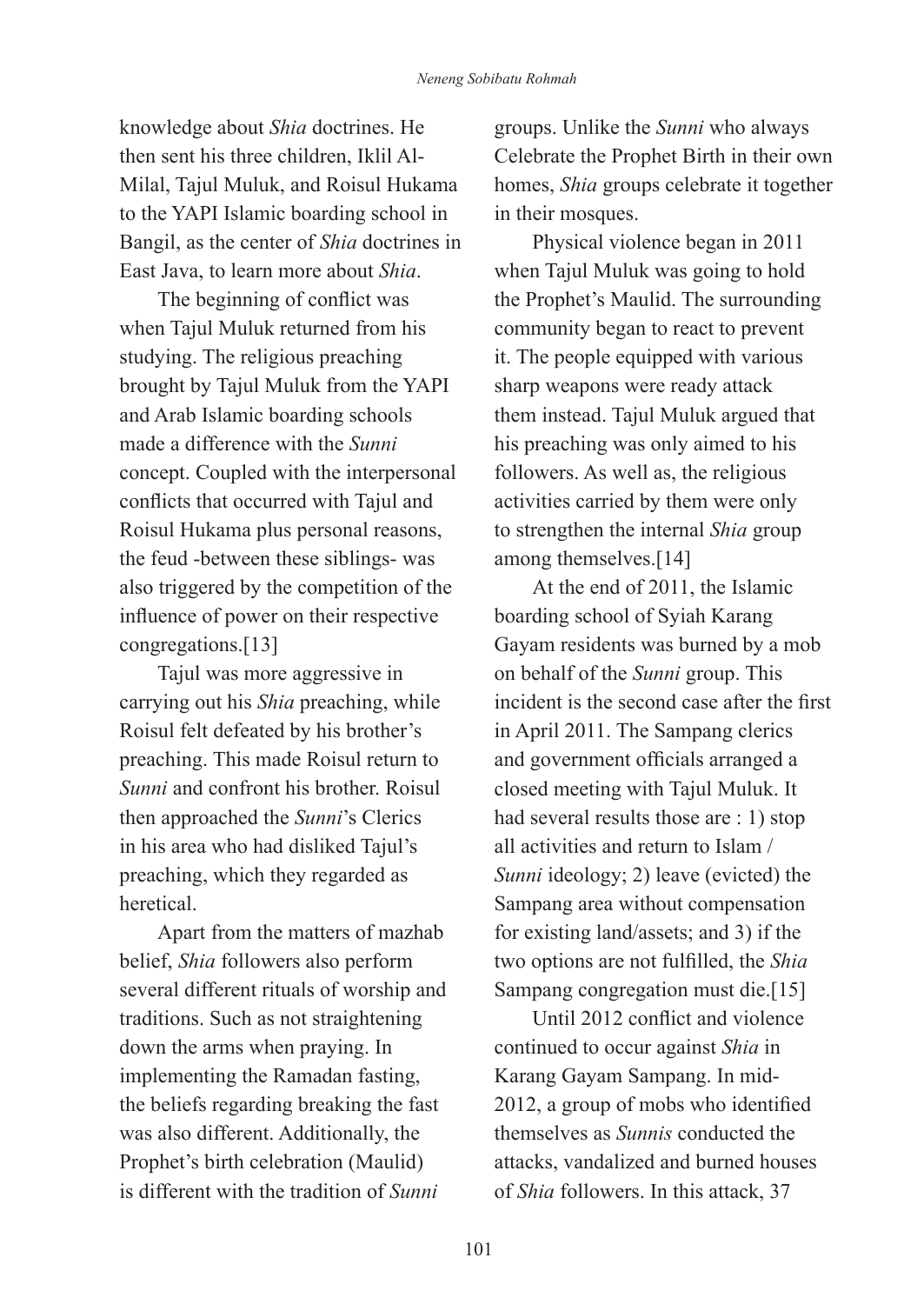knowledge about *Shia* doctrines. He then sent his three children, Iklil Al-Milal, Tajul Muluk, and Roisul Hukama to the YAPI Islamic boarding school in Bangil, as the center of *Shia* doctrines in East Java, to learn more about *Shia*.

The beginning of conflict was when Tajul Muluk returned from his studying. The religious preaching brought by Tajul Muluk from the YAPI and Arab Islamic boarding schools made a difference with the *Sunni* concept. Coupled with the interpersonal conflicts that occurred with Tajul and Roisul Hukama plus personal reasons, the feud -between these siblings- was also triggered by the competition of the influence of power on their respective congregations.[13]

Tajul was more aggressive in carrying out his *Shia* preaching, while Roisul felt defeated by his brother's preaching. This made Roisul return to *Sunni* and confront his brother. Roisul then approached the *Sunni*'s Clerics in his area who had disliked Tajul's preaching, which they regarded as heretical.

Apart from the matters of mazhab belief, *Shia* followers also perform several different rituals of worship and traditions. Such as not straightening down the arms when praying. In implementing the Ramadan fasting, the beliefs regarding breaking the fast was also different. Additionally, the Prophet's birth celebration (Maulid) is different with the tradition of *Sunni* groups. Unlike the *Sunni* who always Celebrate the Prophet Birth in their own homes, *Shia* groups celebrate it together in their mosques.

Physical violence began in 2011 when Tajul Muluk was going to hold the Prophet's Maulid. The surrounding community began to react to prevent it. The people equipped with various sharp weapons were ready attack them instead. Tajul Muluk argued that his preaching was only aimed to his followers. As well as, the religious activities carried by them were only to strengthen the internal *Shia* group among themselves.[14]

At the end of 2011, the Islamic boarding school of Syiah Karang Gayam residents was burned by a mob on behalf of the *Sunni* group. This incident is the second case after the first in April 2011. The Sampang clerics and government officials arranged a closed meeting with Tajul Muluk. It had several results those are : 1) stop all activities and return to Islam / *Sunni* ideology; 2) leave (evicted) the Sampang area without compensation for existing land/assets; and 3) if the two options are not fulfilled, the *Shia* Sampang congregation must die.[15]

Until 2012 conflict and violence continued to occur against *Shia* in Karang Gayam Sampang. In mid-2012, a group of mobs who identified themselves as *Sunnis* conducted the attacks, vandalized and burned houses of *Shia* followers. In this attack, 37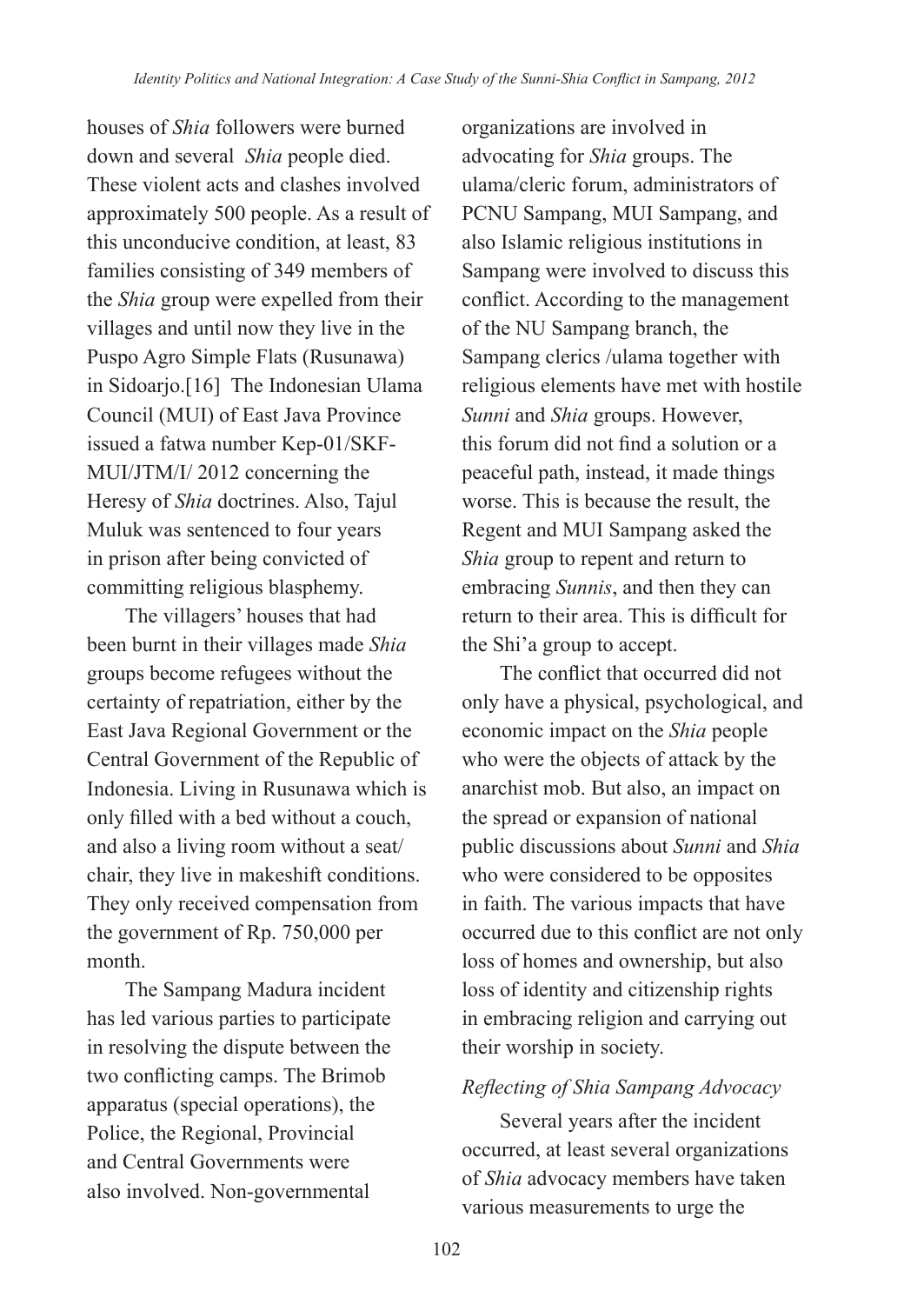houses of *Shia* followers were burned down and several *Shia* people died. These violent acts and clashes involved approximately 500 people. As a result of this unconducive condition, at least, 83 families consisting of 349 members of the *Shia* group were expelled from their villages and until now they live in the Puspo Agro Simple Flats (Rusunawa) in Sidoarjo.[16] The Indonesian Ulama Council (MUI) of East Java Province issued a fatwa number Kep-01/SKF-MUI/JTM/I/ 2012 concerning the Heresy of *Shia* doctrines. Also, Tajul Muluk was sentenced to four years in prison after being convicted of committing religious blasphemy.

The villagers' houses that had been burnt in their villages made *Shia* groups become refugees without the certainty of repatriation, either by the East Java Regional Government or the Central Government of the Republic of Indonesia. Living in Rusunawa which is only filled with a bed without a couch, and also a living room without a seat/chair, they live in makeshift conditions. They only received compensation from the government of Rp. 750,000 per month.

The Sampang Madura incident has led various parties to participate in resolving the dispute between the two conflicting camps. The Brimob apparatus (special operations), the Police, the Regional, Provincial and Central Governments were also involved. Non-governmental organizations are involved in advocating for *Shia* groups. The ulama/cleric forum, administrators of PCNU Sampang, MUI Sampang, and also Islamic religious institutions in Sampang were involved to discuss this conflict. According to the management of the NU Sampang branch, the Sampang clerics /ulama together with religious elements have met with hostile *Sunni* and *Shia* groups. However, this forum did not find a solution or a peaceful path, instead, it made things worse. This is because the result, the Regent and MUI Sampang asked the *Shia* group to repent and return to embracing *Sunnis*, and then they can return to their area. This is difficult for the Shi'a group to accept.

The conflict that occurred did not only have a physical, psychological, and economic impact on the *Shia* people who were the objects of attack by the anarchist mob. But also, an impact on the spread or expansion of national public discussions about *Sunni* and *Shia* who were considered to be opposites in faith. The various impacts that have occurred due to this conflict are not only loss of homes and ownership, but also loss of identity and citizenship rights in embracing religion and carrying out their worship in society.

### *Reflecting of Shia Sampang Advocacy*

Several years after the incident occurred, at least several organizations of *Shia* advocacy members have taken various measurements to urge the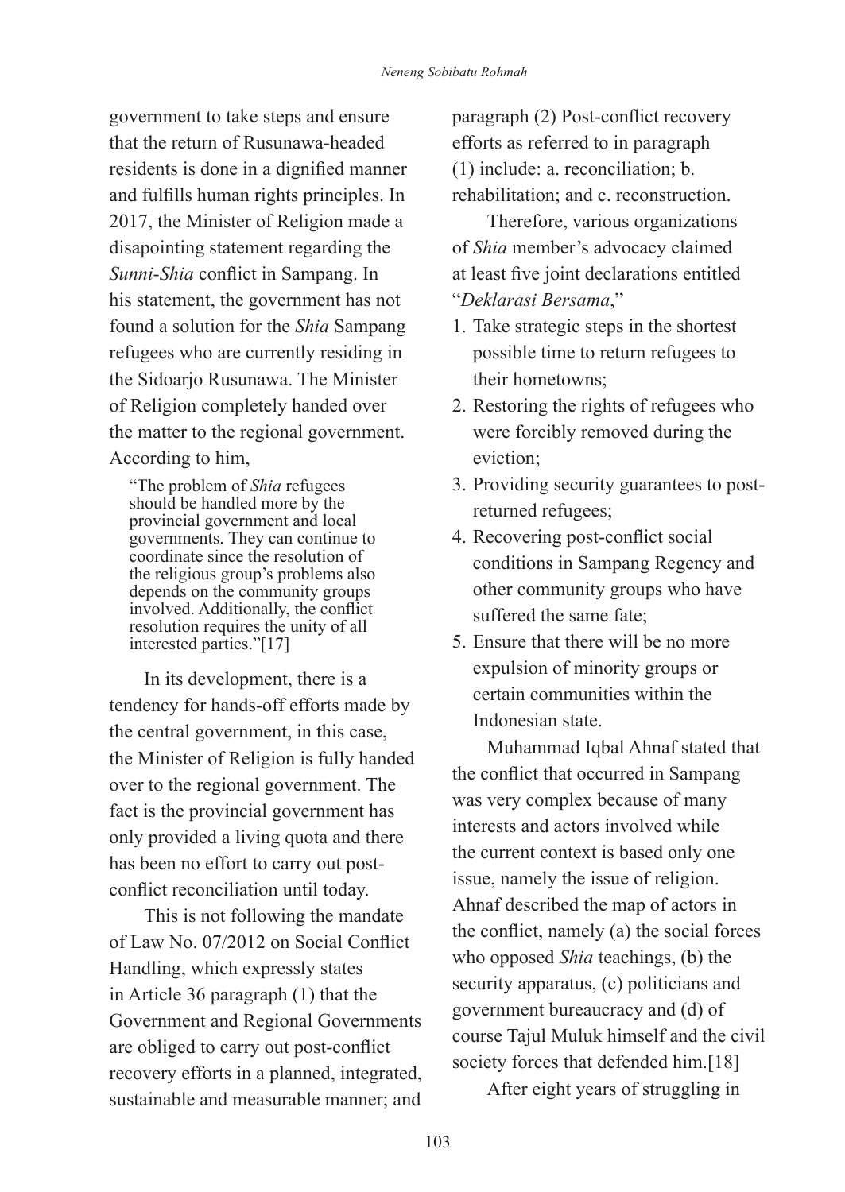government to take steps and ensure that the return of Rusunawa-headed residents is done in a dignified manner and fulfills human rights principles. In 2017, the Minister of Religion made a disapointing statement regarding the *Sunni-Shia* conflict in Sampang. In his statement, the government has not found a solution for the *Shia* Sampang refugees who are currently residing in the Sidoarjo Rusunawa. The Minister of Religion completely handed over the matter to the regional government. According to him,

> "The problem of *Shia* refugees should be handled more by the provincial government and local governments. They can continue to coordinate since the resolution of the religious group's problems also depends on the community groups involved. Additionally, the conflict resolution requires the unity of all interested parties."[17]

In its development, there is a tendency for hands-off efforts made by the central government, in this case, the Minister of Religion is fully handed over to the regional government. The fact is the provincial government has only provided a living quota and there has been no effort to carry out post-conflict reconciliation until today.

This is not following the mandate of Law No. 07/2012 on Social Conflict Handling, which expressly states in Article 36 paragraph (1) that the Government and Regional Governments are obliged to carry out post-conflict recovery efforts in a planned, integrated, sustainable and measurable manner; and paragraph (2) Post-conflict recovery efforts as referred to in paragraph (1) include: a. reconciliation; b. rehabilitation; and c. reconstruction.

Therefore, various organizations of *Shia* member's advocacy claimed at least five joint declarations entitled "*Deklarasi Bersama*,"

1. Take strategic steps in the shortest possible time to return refugees to their hometowns;
2. Restoring the rights of refugees who were forcibly removed during the eviction;
3. Providing security guarantees to post-returned refugees;
4. Recovering post-conflict social conditions in Sampang Regency and other community groups who have suffered the same fate;
5. Ensure that there will be no more expulsion of minority groups or certain communities within the Indonesian state.

Muhammad Iqbal Ahnaf stated that the conflict that occurred in Sampang was very complex because of many interests and actors involved while the current context is based only one issue, namely the issue of religion. Ahnaf described the map of actors in the conflict, namely (a) the social forces who opposed *Shia* teachings, (b) the security apparatus, (c) politicians and government bureaucracy and (d) of course Tajul Muluk himself and the civil society forces that defended him.[18]

After eight years of struggling in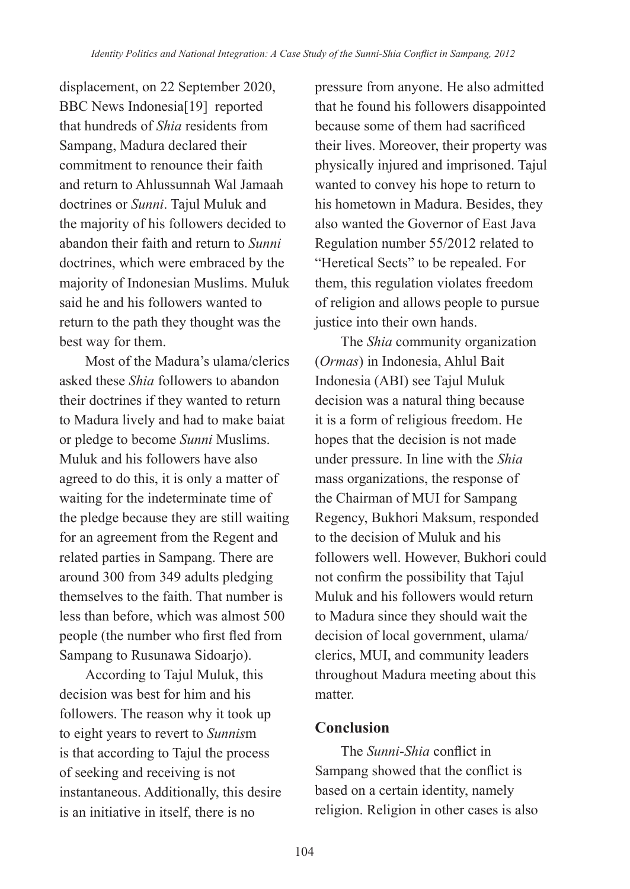displacement, on 22 September 2020, BBC News Indonesia[19] reported that hundreds of *Shia* residents from Sampang, Madura declared their commitment to renounce their faith and return to Ahlussunnah Wal Jamaah doctrines or *Sunni*. Tajul Muluk and the majority of his followers decided to abandon their faith and return to *Sunni* doctrines, which were embraced by the majority of Indonesian Muslims. Muluk said he and his followers wanted to return to the path they thought was the best way for them.

Most of the Madura's ulama/clerics asked these *Shia* followers to abandon their doctrines if they wanted to return to Madura lively and had to make baiat or pledge to become *Sunni* Muslims. Muluk and his followers have also agreed to do this, it is only a matter of waiting for the indeterminate time of the pledge because they are still waiting for an agreement from the Regent and related parties in Sampang. There are around 300 from 349 adults pledging themselves to the faith. That number is less than before, which was almost 500 people (the number who first fled from Sampang to Rusunawa Sidoarjo).

According to Tajul Muluk, this decision was best for him and his followers. The reason why it took up to eight years to revert to *Sunnis*m is that according to Tajul the process of seeking and receiving is not instantaneous. Additionally, this desire is an initiative in itself, there is no pressure from anyone. He also admitted that he found his followers disappointed because some of them had sacrificed their lives. Moreover, their property was physically injured and imprisoned. Tajul wanted to convey his hope to return to his hometown in Madura. Besides, they also wanted the Governor of East Java Regulation number 55/2012 related to "Heretical Sects" to be repealed. For them, this regulation violates freedom of religion and allows people to pursue justice into their own hands.

The *Shia* community organization (*Ormas*) in Indonesia, Ahlul Bait Indonesia (ABI) see Tajul Muluk decision was a natural thing because it is a form of religious freedom. He hopes that the decision is not made under pressure. In line with the *Shia* mass organizations, the response of the Chairman of MUI for Sampang Regency, Bukhori Maksum, responded to the decision of Muluk and his followers well. However, Bukhori could not confirm the possibility that Tajul Muluk and his followers would return to Madura since they should wait the decision of local government, ulama/clerics, MUI, and community leaders throughout Madura meeting about this matter.

## Conclusion

The *Sunni*-*Shia* conflict in Sampang showed that the conflict is based on a certain identity, namely religion. Religion in other cases is also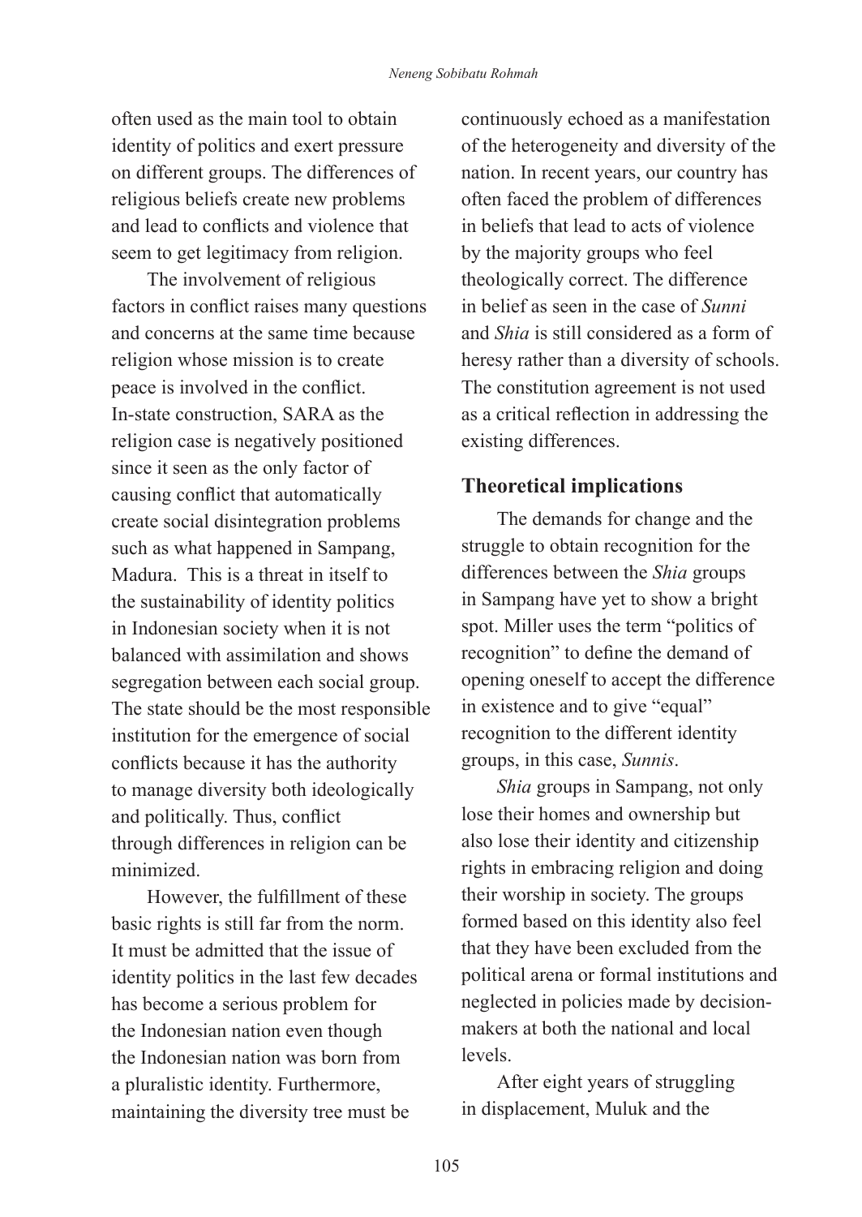often used as the main tool to obtain identity of politics and exert pressure on different groups. The differences of religious beliefs create new problems and lead to conflicts and violence that seem to get legitimacy from religion.

The involvement of religious factors in conflict raises many questions and concerns at the same time because religion whose mission is to create peace is involved in the conflict. In-state construction, SARA as the religion case is negatively positioned since it seen as the only factor of causing conflict that automatically create social disintegration problems such as what happened in Sampang, Madura. This is a threat in itself to the sustainability of identity politics in Indonesian society when it is not balanced with assimilation and shows segregation between each social group. The state should be the most responsible institution for the emergence of social conflicts because it has the authority to manage diversity both ideologically and politically. Thus, conflict through differences in religion can be minimized.

However, the fulfillment of these basic rights is still far from the norm. It must be admitted that the issue of identity politics in the last few decades has become a serious problem for the Indonesian nation even though the Indonesian nation was born from a pluralistic identity. Furthermore, maintaining the diversity tree must be continuously echoed as a manifestation of the heterogeneity and diversity of the nation. In recent years, our country has often faced the problem of differences in beliefs that lead to acts of violence by the majority groups who feel theologically correct. The difference in belief as seen in the case of *Sunni* and *Shia* is still considered as a form of heresy rather than a diversity of schools. The constitution agreement is not used as a critical reflection in addressing the existing differences.

## Theoretical implications

The demands for change and the struggle to obtain recognition for the differences between the *Shia* groups in Sampang have yet to show a bright spot. Miller uses the term "politics of recognition" to define the demand of opening oneself to accept the difference in existence and to give "equal" recognition to the different identity groups, in this case, *Sunnis*.

*Shia* groups in Sampang, not only lose their homes and ownership but also lose their identity and citizenship rights in embracing religion and doing their worship in society. The groups formed based on this identity also feel that they have been excluded from the political arena or formal institutions and neglected in policies made by decision-makers at both the national and local levels.

After eight years of struggling in displacement, Muluk and the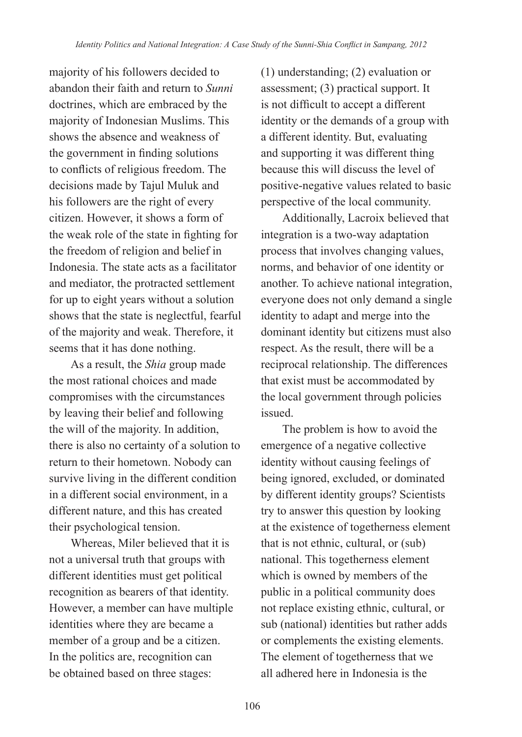majority of his followers decided to abandon their faith and return to *Sunni* doctrines, which are embraced by the majority of Indonesian Muslims. This shows the absence and weakness of the government in finding solutions to conflicts of religious freedom. The decisions made by Tajul Muluk and his followers are the right of every citizen. However, it shows a form of the weak role of the state in fighting for the freedom of religion and belief in Indonesia. The state acts as a facilitator and mediator, the protracted settlement for up to eight years without a solution shows that the state is neglectful, fearful of the majority and weak. Therefore, it seems that it has done nothing.

As a result, the *Shia* group made the most rational choices and made compromises with the circumstances by leaving their belief and following the will of the majority. In addition, there is also no certainty of a solution to return to their hometown. Nobody can survive living in the different condition in a different social environment, in a different nature, and this has created their psychological tension.

Whereas, Miler believed that it is not a universal truth that groups with different identities must get political recognition as bearers of that identity. However, a member can have multiple identities where they are became a member of a group and be a citizen. In the politics are, recognition can be obtained based on three stages: (1) understanding; (2) evaluation or assessment; (3) practical support. It is not difficult to accept a different identity or the demands of a group with a different identity. But, evaluating and supporting it was different thing because this will discuss the level of positive-negative values related to basic perspective of the local community.

Additionally, Lacroix believed that integration is a two-way adaptation process that involves changing values, norms, and behavior of one identity or another. To achieve national integration, everyone does not only demand a single identity to adapt and merge into the dominant identity but citizens must also respect. As the result, there will be a reciprocal relationship. The differences that exist must be accommodated by the local government through policies issued.

The problem is how to avoid the emergence of a negative collective identity without causing feelings of being ignored, excluded, or dominated by different identity groups? Scientists try to answer this question by looking at the existence of togetherness element that is not ethnic, cultural, or (sub) national. This togetherness element which is owned by members of the public in a political community does not replace existing ethnic, cultural, or sub (national) identities but rather adds or complements the existing elements. The element of togetherness that we all adhered here in Indonesia is the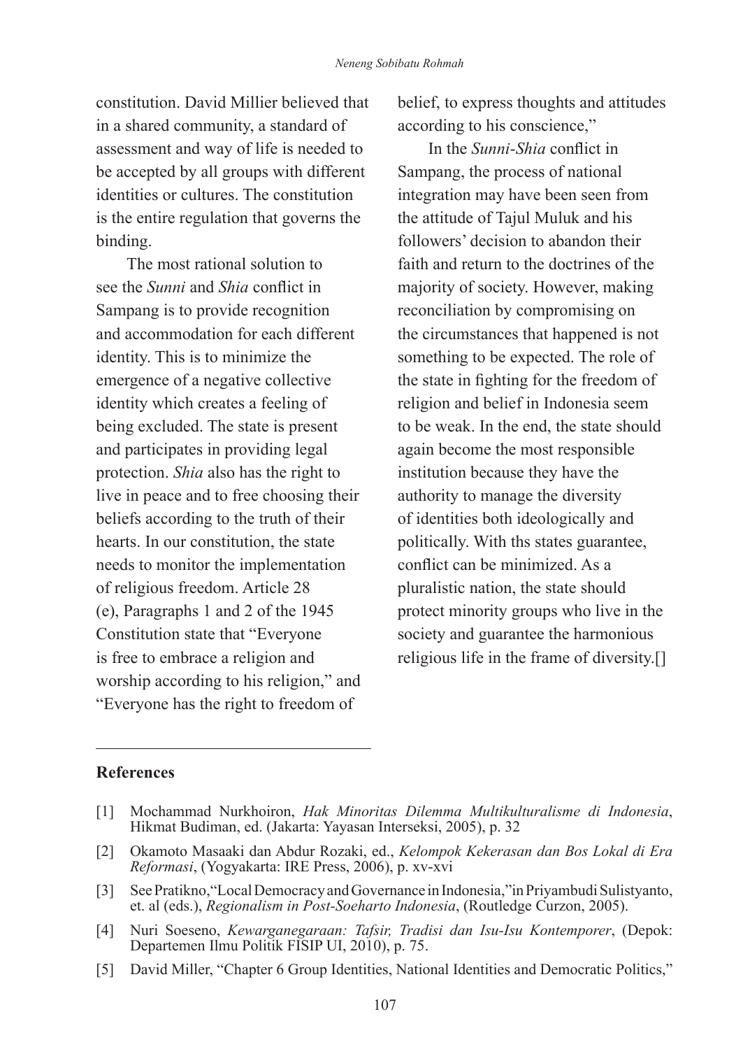constitution. David Millier believed that in a shared community, a standard of assessment and way of life is needed to be accepted by all groups with different identities or cultures. The constitution is the entire regulation that governs the binding.

The most rational solution to see the *Sunni* and *Shia* conflict in Sampang is to provide recognition and accommodation for each different identity. This is to minimize the emergence of a negative collective identity which creates a feeling of being excluded. The state is present and participates in providing legal protection. *Shia* also has the right to live in peace and to free choosing their beliefs according to the truth of their hearts. In our constitution, the state needs to monitor the implementation of religious freedom. Article 28 (e), Paragraphs 1 and 2 of the 1945 Constitution state that "Everyone is free to embrace a religion and worship according to his religion," and "Everyone has the right to freedom of belief, to express thoughts and attitudes according to his conscience,"

In the *Sunni-Shia* conflict in Sampang, the process of national integration may have been seen from the attitude of Tajul Muluk and his followers' decision to abandon their faith and return to the doctrines of the majority of society. However, making reconciliation by compromising on the circumstances that happened is not something to be expected. The role of the state in fighting for the freedom of religion and belief in Indonesia seem to be weak. In the end, the state should again become the most responsible institution because they have the authority to manage the diversity of identities both ideologically and politically. With ths states guarantee, conflict can be minimized. As a pluralistic nation, the state should protect minority groups who live in the society and guarantee the harmonious religious life in the frame of diversity.[]

## References

[1] Mochammad Nurkhoiron, *Hak Minoritas Dilemma Multikulturalisme di Indonesia*, Hikmat Budiman, ed. (Jakarta: Yayasan Interseksi, 2005), p. 32

[2] Okamoto Masaaki dan Abdur Rozaki, ed., *Kelompok Kekerasan dan Bos Lokal di Era Reformasi*, (Yogyakarta: IRE Press, 2006), p. xv-xvi

[3] See Pratikno, "Local Democracy and Governance in Indonesia," in Priyambudi Sulistyanto, et. al (eds.), *Regionalism in Post-Soeharto Indonesia*, (Routledge Curzon, 2005).

[4] Nuri Soeseno, *Kewarganegaraan: Tafsir, Tradisi dan Isu-Isu Kontemporer*, (Depok: Departemen Ilmu Politik FISIP UI, 2010), p. 75.

[5] David Miller, "Chapter 6 Group Identities, National Identities and Democratic Politics,"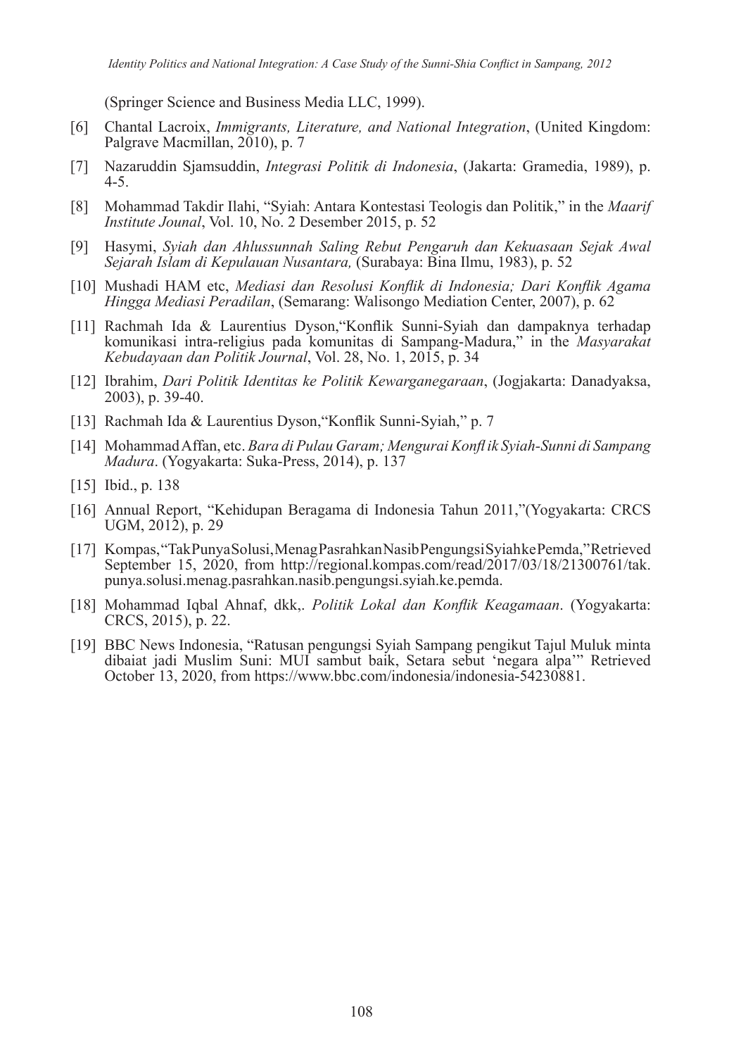(Springer Science and Business Media LLC, 1999).

[6] Chantal Lacroix, *Immigrants, Literature, and National Integration*, (United Kingdom: Palgrave Macmillan, 2010), p. 7

[7] Nazaruddin Sjamsuddin, *Integrasi Politik di Indonesia*, (Jakarta: Gramedia, 1989), p. 4-5.

[8] Mohammad Takdir Ilahi, "Syiah: Antara Kontestasi Teologis dan Politik," in the *Maarif Institute Jounal*, Vol. 10, No. 2 Desember 2015, p. 52

[9] Hasymi, *Syiah dan Ahlussunnah Saling Rebut Pengaruh dan Kekuasaan Sejak Awal Sejarah Islam di Kepulauan Nusantara,* (Surabaya: Bina Ilmu, 1983), p. 52

[10] Mushadi HAM etc, *Mediasi dan Resolusi Konflik di Indonesia; Dari Konflik Agama Hingga Mediasi Peradilan*, (Semarang: Walisongo Mediation Center, 2007), p. 62

[11] Rachmah Ida & Laurentius Dyson,"Konflik Sunni-Syiah dan dampaknya terhadap komunikasi intra-religius pada komunitas di Sampang-Madura," in the *Masyarakat Kebudayaan dan Politik Journal*, Vol. 28, No. 1, 2015, p. 34

[12] Ibrahim, *Dari Politik Identitas ke Politik Kewarganegaraan*, (Jogjakarta: Danadyaksa, 2003), p. 39-40.

[13] Rachmah Ida & Laurentius Dyson,"Konflik Sunni-Syiah," p. 7

[14] Mohammad Affan, etc. *Bara di Pulau Garam; Mengurai Konfl ik Syiah-Sunni di Sampang Madura*. (Yogyakarta: Suka-Press, 2014), p. 137

[15] Ibid., p. 138

[16] Annual Report, "Kehidupan Beragama di Indonesia Tahun 2011,"(Yogyakarta: CRCS UGM, 2012), p. 29

[17] Kompas,"TakPunyaSolusi,MenagPasrahkanNasibPengungsiSyiahkePemda,"Retrieved September 15, 2020, from http://regional.kompas.com/read/2017/03/18/21300761/tak.punya.solusi.menag.pasrahkan.nasib.pengungsi.syiah.ke.pemda.

[18] Mohammad Iqbal Ahnaf, dkk,. *Politik Lokal dan Konflik Keagamaan*. (Yogyakarta: CRCS, 2015), p. 22.

[19] BBC News Indonesia, "Ratusan pengungsi Syiah Sampang pengikut Tajul Muluk minta dibaiat jadi Muslim Suni: MUI sambut baik, Setara sebut 'negara alpa'" Retrieved October 13, 2020, from https://www.bbc.com/indonesia/indonesia-54230881.